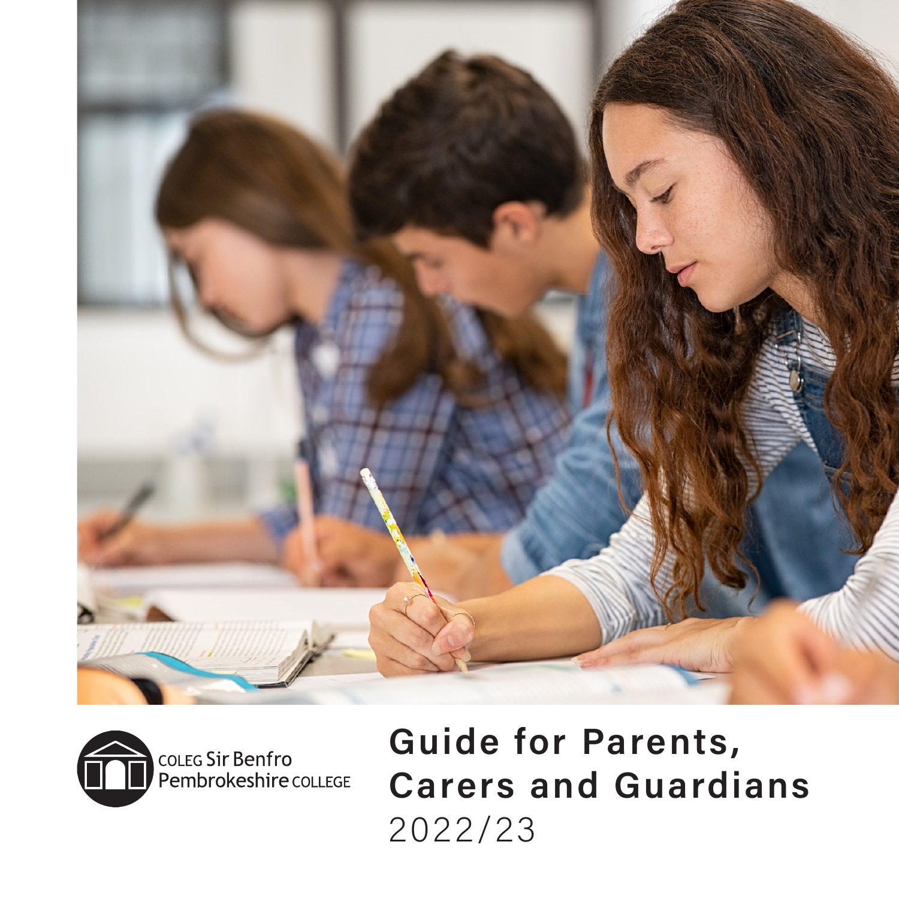COLEG Sir Benfro
Pembrokeshire COLLEGE

# Guide for Parents, Carers and Guardians

2022/23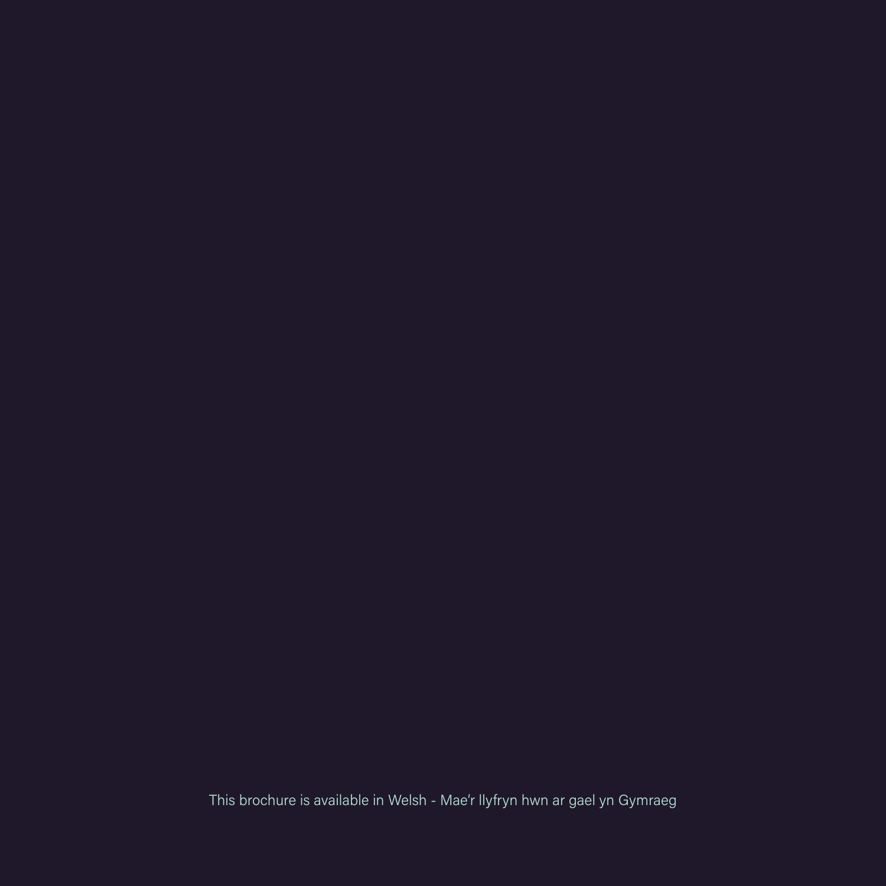This brochure is available in Welsh - Mae'r llyfryn hwn ar gael yn Gymraeg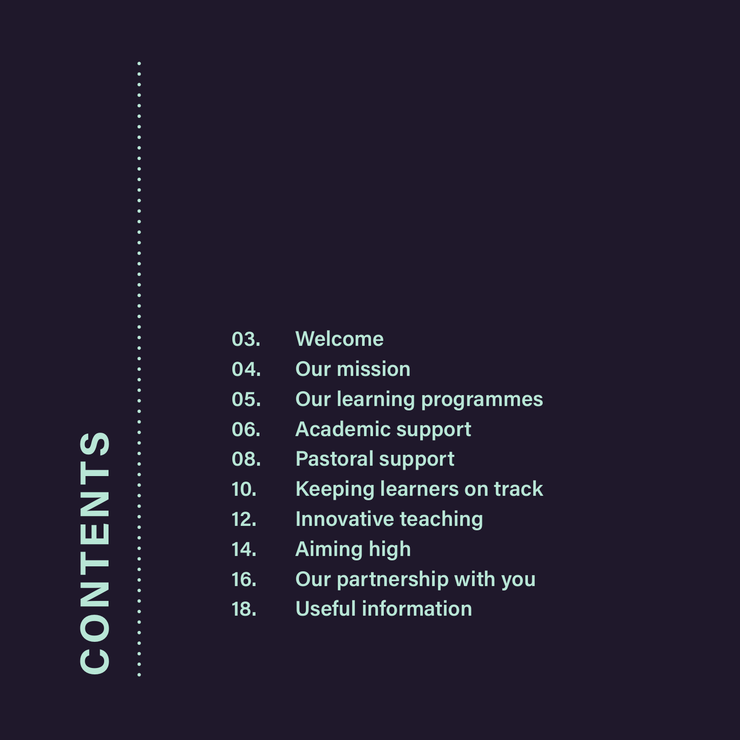# CONTENTS

03. Welcome
04. Our mission
05. Our learning programmes
06. Academic support
08. Pastoral support
10. Keeping learners on track
12. Innovative teaching
14. Aiming high
16. Our partnership with you
18. Useful information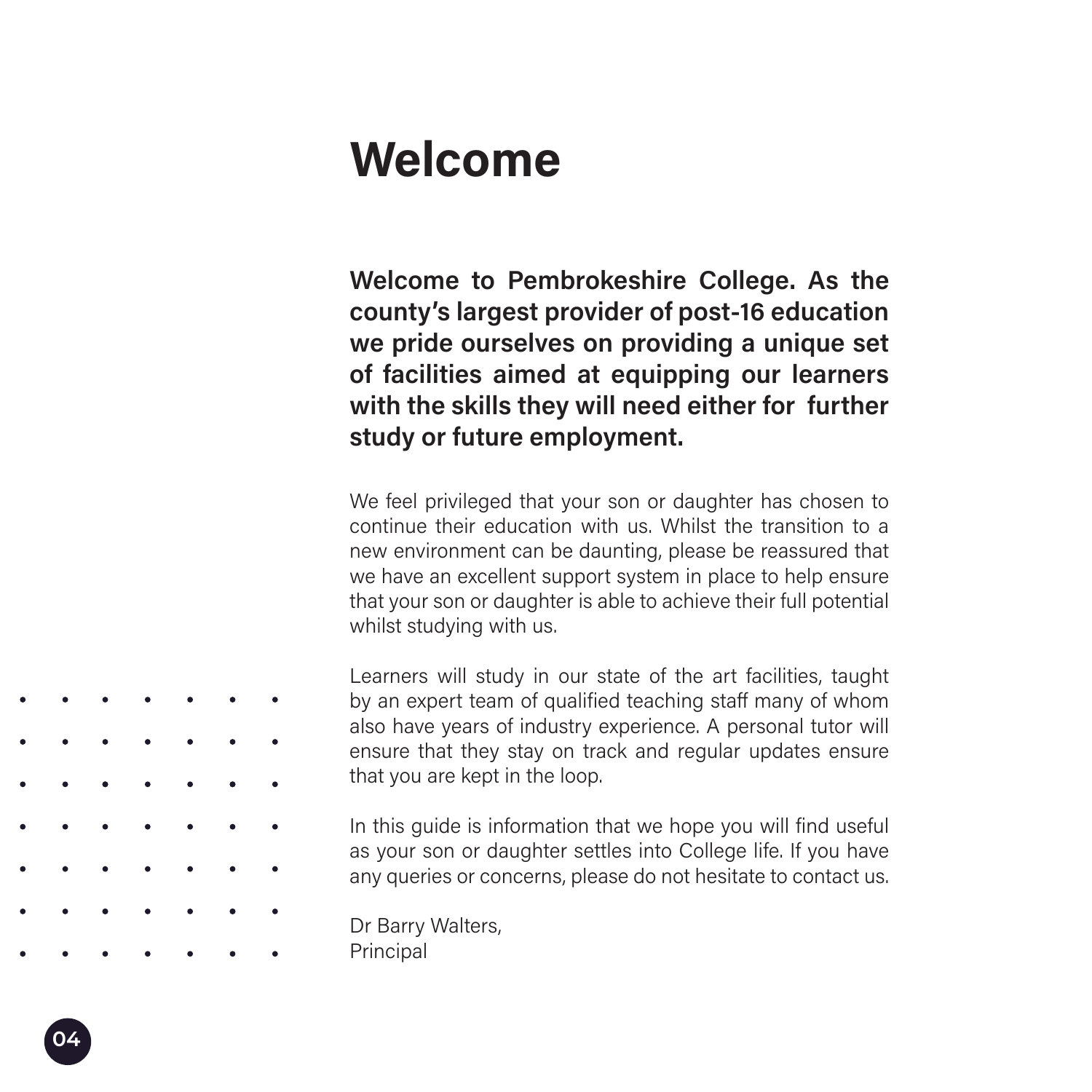# Welcome

**Welcome to Pembrokeshire College. As the county's largest provider of post-16 education we pride ourselves on providing a unique set of facilities aimed at equipping our learners with the skills they will need either for further study or future employment.**

We feel privileged that your son or daughter has chosen to continue their education with us. Whilst the transition to a new environment can be daunting, please be reassured that we have an excellent support system in place to help ensure that your son or daughter is able to achieve their full potential whilst studying with us.

Learners will study in our state of the art facilities, taught by an expert team of qualified teaching staff many of whom also have years of industry experience. A personal tutor will ensure that they stay on track and regular updates ensure that you are kept in the loop.

In this guide is information that we hope you will find useful as your son or daughter settles into College life. If you have any queries or concerns, please do not hesitate to contact us.

Dr Barry Walters,
Principal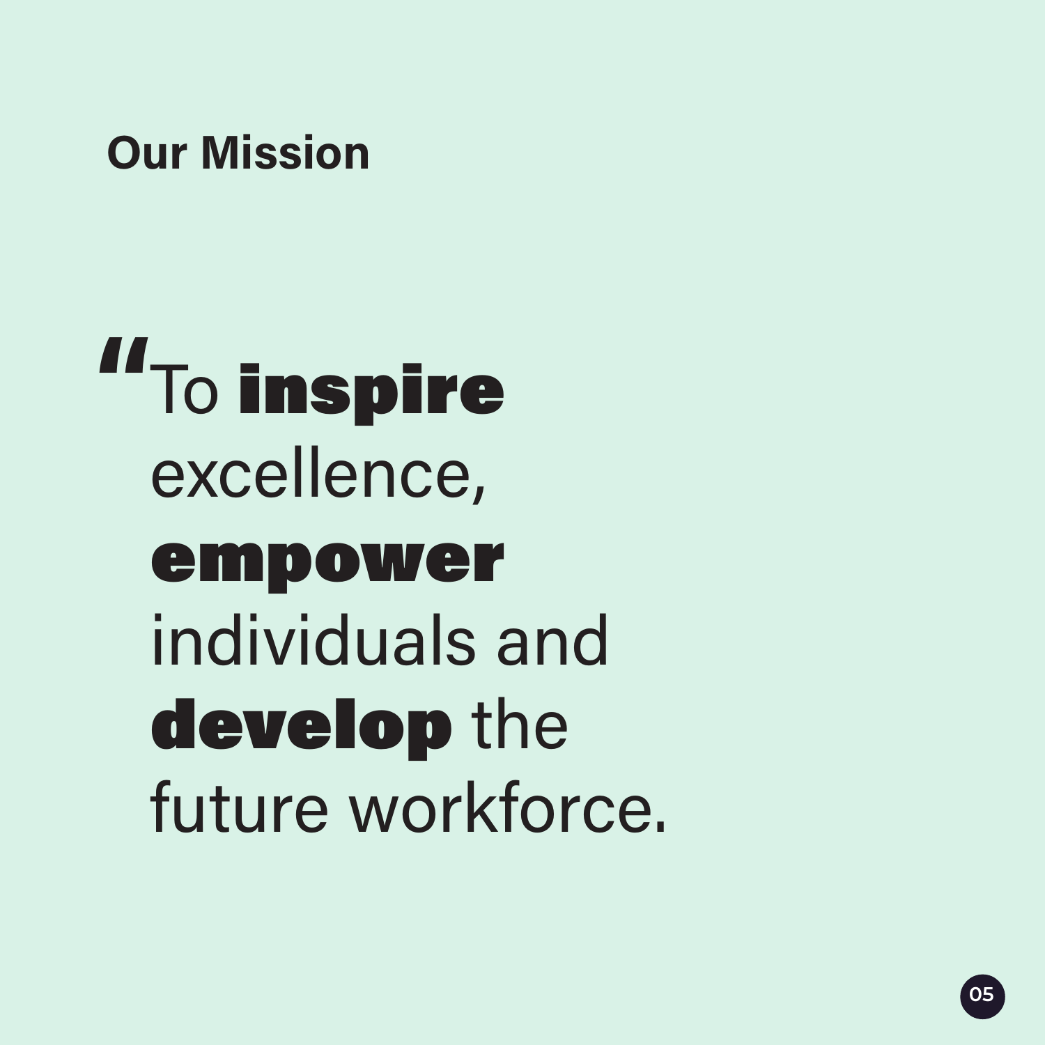## Our Mission

"To **inspire** excellence, **empower** individuals and **develop** the future workforce.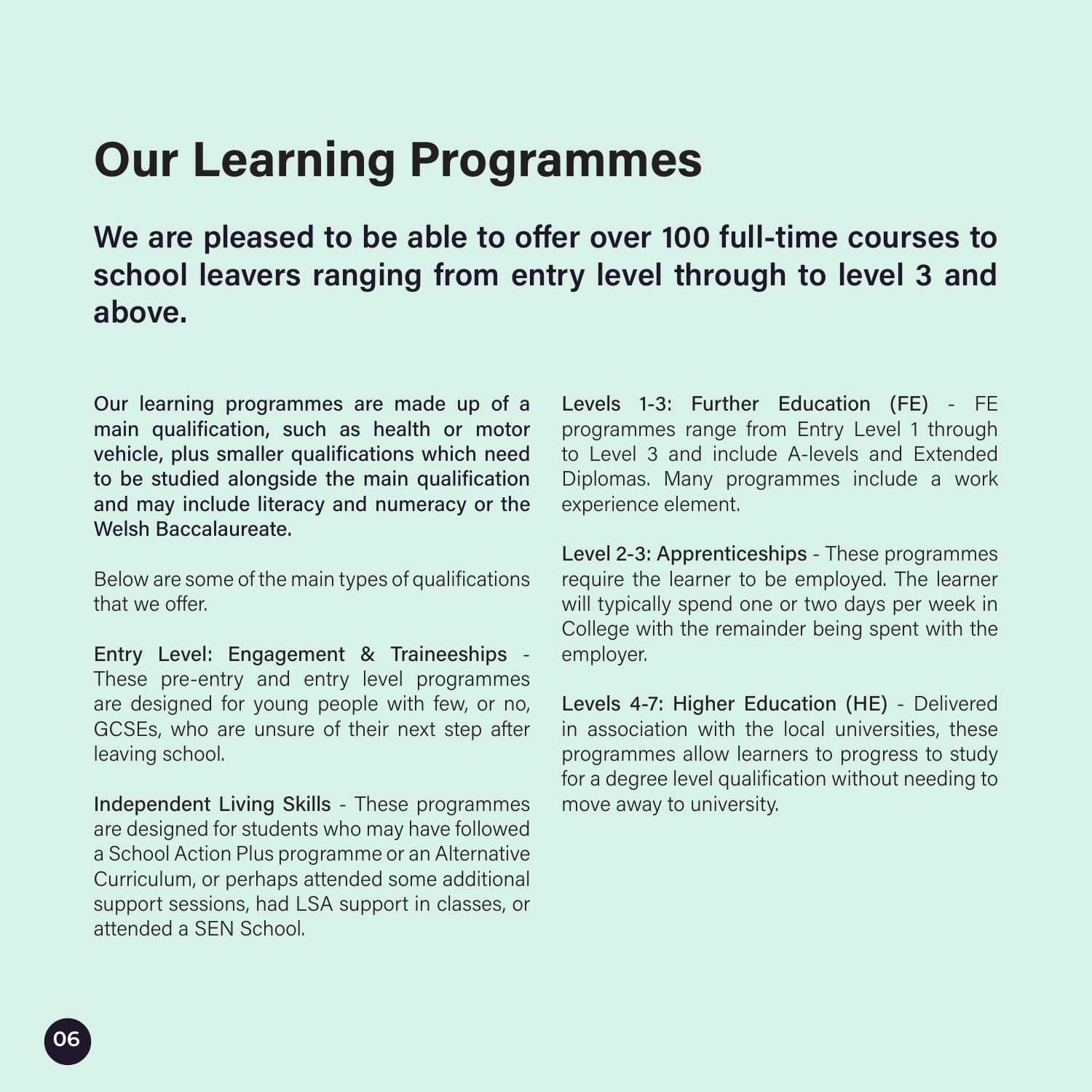# Our Learning Programmes

## We are pleased to be able to offer over 100 full-time courses to school leavers ranging from entry level through to level 3 and above.

Our learning programmes are made up of a main qualification, such as health or motor vehicle, plus smaller qualifications which need to be studied alongside the main qualification and may include literacy and numeracy or the Welsh Baccalaureate.

Below are some of the main types of qualifications that we offer.

Entry Level: Engagement & Traineeships - These pre-entry and entry level programmes are designed for young people with few, or no, GCSEs, who are unsure of their next step after leaving school.

Independent Living Skills - These programmes are designed for students who may have followed a School Action Plus programme or an Alternative Curriculum, or perhaps attended some additional support sessions, had LSA support in classes, or attended a SEN School.

Levels 1-3: Further Education (FE) - FE programmes range from Entry Level 1 through to Level 3 and include A-levels and Extended Diplomas. Many programmes include a work experience element.

Level 2-3: Apprenticeships - These programmes require the learner to be employed. The learner will typically spend one or two days per week in College with the remainder being spent with the employer.

Levels 4-7: Higher Education (HE) - Delivered in association with the local universities, these programmes allow learners to progress to study for a degree level qualification without needing to move away to university.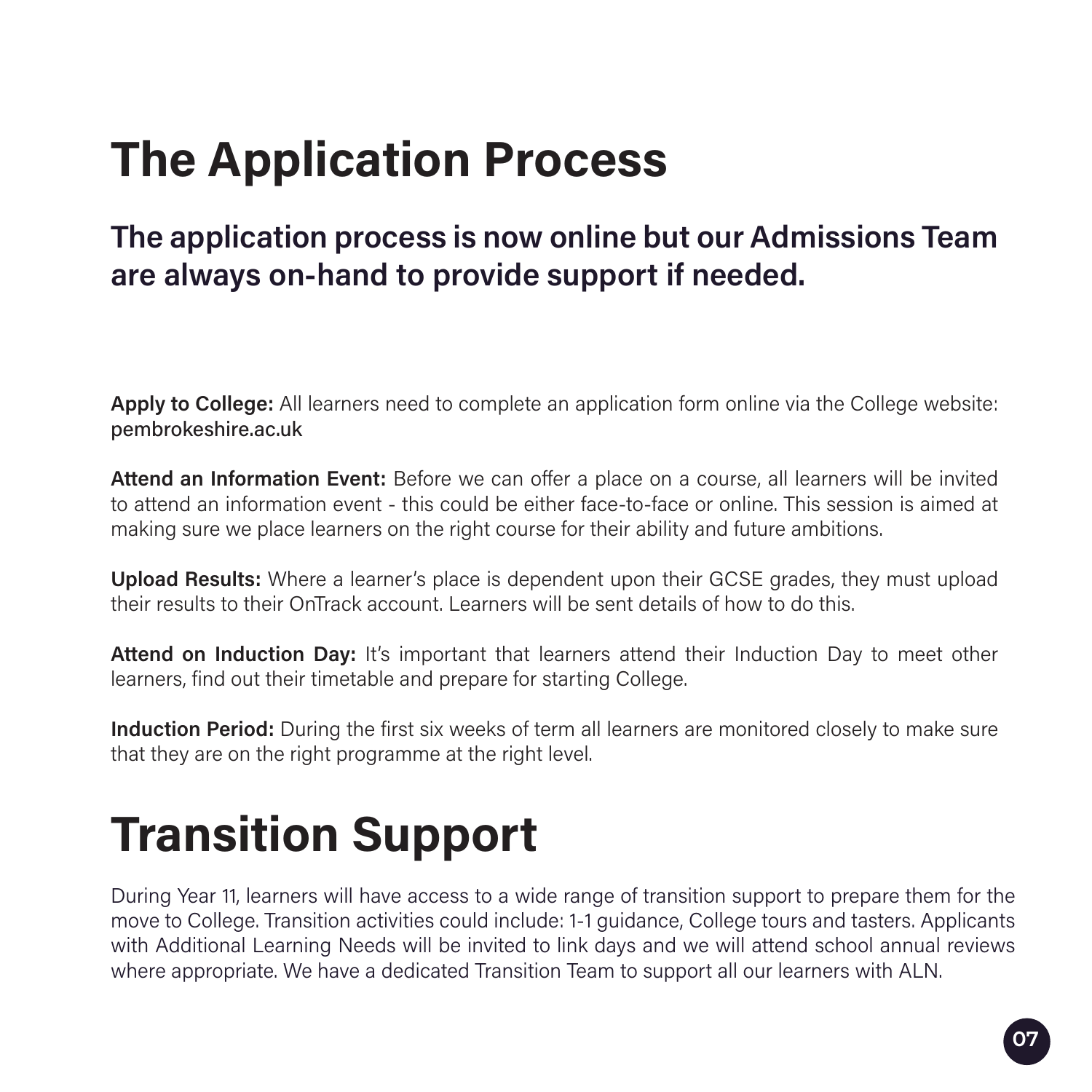# The Application Process

## The application process is now online but our Admissions Team are always on-hand to provide support if needed.

**Apply to College:** All learners need to complete an application form online via the College website: pembrokeshire.ac.uk

**Attend an Information Event:** Before we can offer a place on a course, all learners will be invited to attend an information event - this could be either face-to-face or online. This session is aimed at making sure we place learners on the right course for their ability and future ambitions.

**Upload Results:** Where a learner's place is dependent upon their GCSE grades, they must upload their results to their OnTrack account. Learners will be sent details of how to do this.

**Attend on Induction Day:** It's important that learners attend their Induction Day to meet other learners, find out their timetable and prepare for starting College.

**Induction Period:** During the first six weeks of term all learners are monitored closely to make sure that they are on the right programme at the right level.

# Transition Support

During Year 11, learners will have access to a wide range of transition support to prepare them for the move to College. Transition activities could include: 1-1 guidance, College tours and tasters. Applicants with Additional Learning Needs will be invited to link days and we will attend school annual reviews where appropriate. We have a dedicated Transition Team to support all our learners with ALN.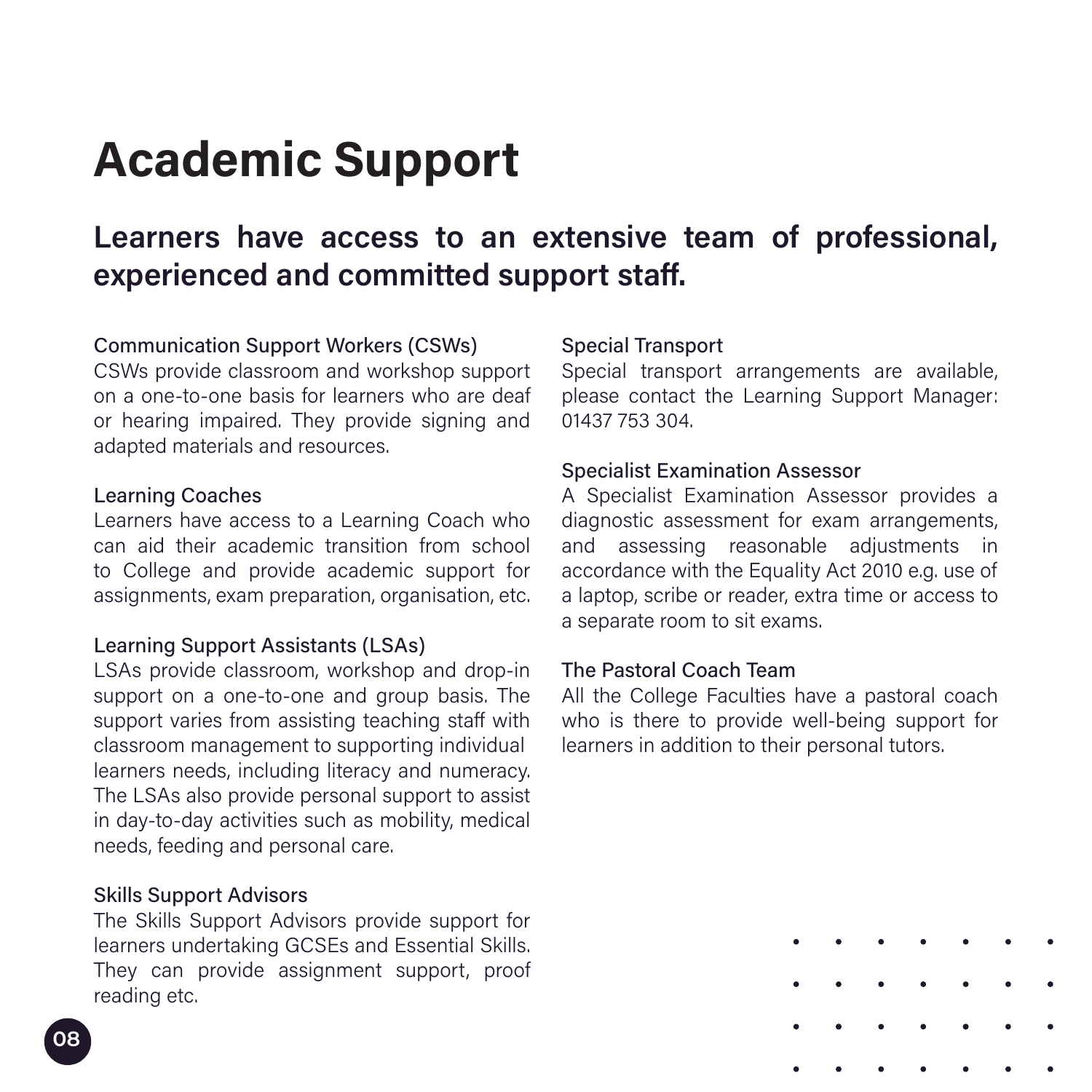# Academic Support

## Learners have access to an extensive team of professional, experienced and committed support staff.

### Communication Support Workers (CSWs)

CSWs provide classroom and workshop support on a one-to-one basis for learners who are deaf or hearing impaired. They provide signing and adapted materials and resources.

### Learning Coaches

Learners have access to a Learning Coach who can aid their academic transition from school to College and provide academic support for assignments, exam preparation, organisation, etc.

### Learning Support Assistants (LSAs)

LSAs provide classroom, workshop and drop-in support on a one-to-one and group basis. The support varies from assisting teaching staff with classroom management to supporting individual learners needs, including literacy and numeracy. The LSAs also provide personal support to assist in day-to-day activities such as mobility, medical needs, feeding and personal care.

### Skills Support Advisors

The Skills Support Advisors provide support for learners undertaking GCSEs and Essential Skills. They can provide assignment support, proof reading etc.

### Special Transport

Special transport arrangements are available, please contact the Learning Support Manager: 01437 753 304.

### Specialist Examination Assessor

A Specialist Examination Assessor provides a diagnostic assessment for exam arrangements, and assessing reasonable adjustments in accordance with the Equality Act 2010 e.g. use of a laptop, scribe or reader, extra time or access to a separate room to sit exams.

### The Pastoral Coach Team

All the College Faculties have a pastoral coach who is there to provide well-being support for learners in addition to their personal tutors.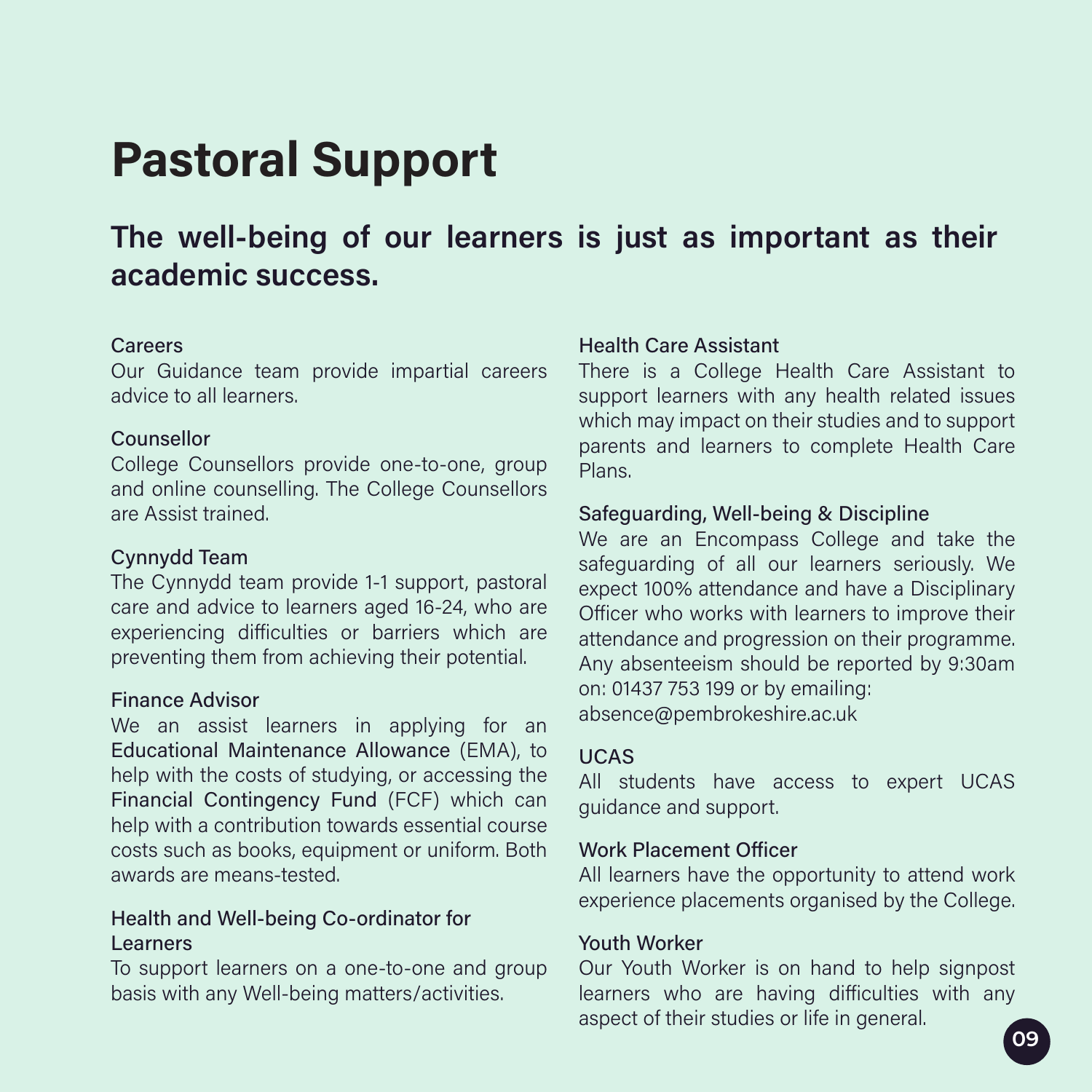# Pastoral Support

## The well-being of our learners is just as important as their academic success.

### Careers

Our Guidance team provide impartial careers advice to all learners.

### Counsellor

College Counsellors provide one-to-one, group and online counselling. The College Counsellors are Assist trained.

### Cynnydd Team

The Cynnydd team provide 1-1 support, pastoral care and advice to learners aged 16-24, who are experiencing difficulties or barriers which are preventing them from achieving their potential.

### Finance Advisor

We an assist learners in applying for an Educational Maintenance Allowance (EMA), to help with the costs of studying, or accessing the Financial Contingency Fund (FCF) which can help with a contribution towards essential course costs such as books, equipment or uniform. Both awards are means-tested.

### Health and Well-being Co-ordinator for Learners

To support learners on a one-to-one and group basis with any Well-being matters/activities.

### Health Care Assistant

There is a College Health Care Assistant to support learners with any health related issues which may impact on their studies and to support parents and learners to complete Health Care Plans.

### Safeguarding, Well-being & Discipline

We are an Encompass College and take the safeguarding of all our learners seriously. We expect 100% attendance and have a Disciplinary Officer who works with learners to improve their attendance and progression on their programme. Any absenteeism should be reported by 9:30am on: 01437 753 199 or by emailing: absence@pembrokeshire.ac.uk

### UCAS

All students have access to expert UCAS guidance and support.

### Work Placement Officer

All learners have the opportunity to attend work experience placements organised by the College.

### Youth Worker

Our Youth Worker is on hand to help signpost learners who are having difficulties with any aspect of their studies or life in general.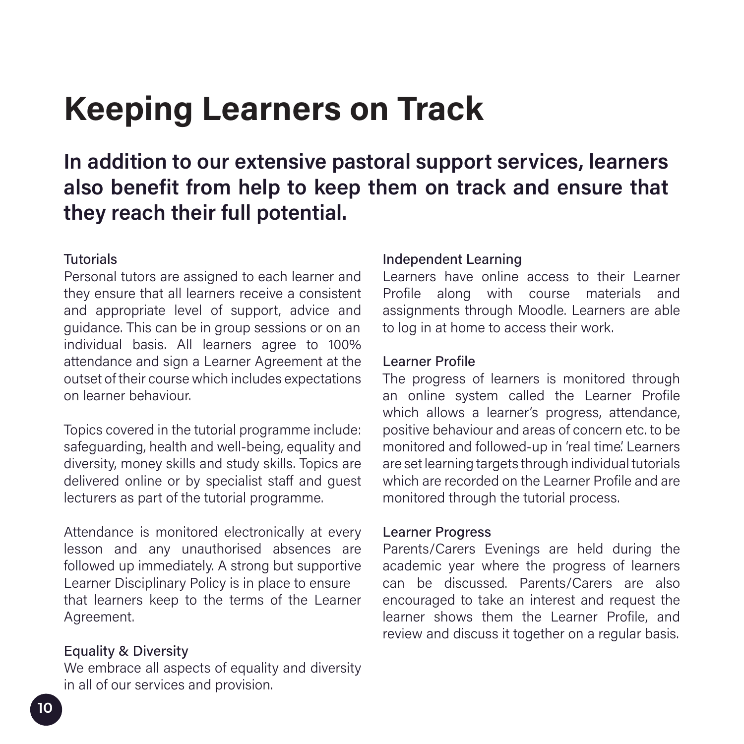# Keeping Learners on Track

## In addition to our extensive pastoral support services, learners also benefit from help to keep them on track and ensure that they reach their full potential.

### Tutorials

Personal tutors are assigned to each learner and they ensure that all learners receive a consistent and appropriate level of support, advice and guidance. This can be in group sessions or on an individual basis. All learners agree to 100% attendance and sign a Learner Agreement at the outset of their course which includes expectations on learner behaviour.

Topics covered in the tutorial programme include: safeguarding, health and well-being, equality and diversity, money skills and study skills. Topics are delivered online or by specialist staff and guest lecturers as part of the tutorial programme.

Attendance is monitored electronically at every lesson and any unauthorised absences are followed up immediately. A strong but supportive Learner Disciplinary Policy is in place to ensure that learners keep to the terms of the Learner Agreement.

### Equality & Diversity

We embrace all aspects of equality and diversity in all of our services and provision.

### Independent Learning

Learners have online access to their Learner Profile along with course materials and assignments through Moodle. Learners are able to log in at home to access their work.

### Learner Profile

The progress of learners is monitored through an online system called the Learner Profile which allows a learner's progress, attendance, positive behaviour and areas of concern etc. to be monitored and followed-up in 'real time'. Learners are set learning targets through individual tutorials which are recorded on the Learner Profile and are monitored through the tutorial process.

### Learner Progress

Parents/Carers Evenings are held during the academic year where the progress of learners can be discussed. Parents/Carers are also encouraged to take an interest and request the learner shows them the Learner Profile, and review and discuss it together on a regular basis.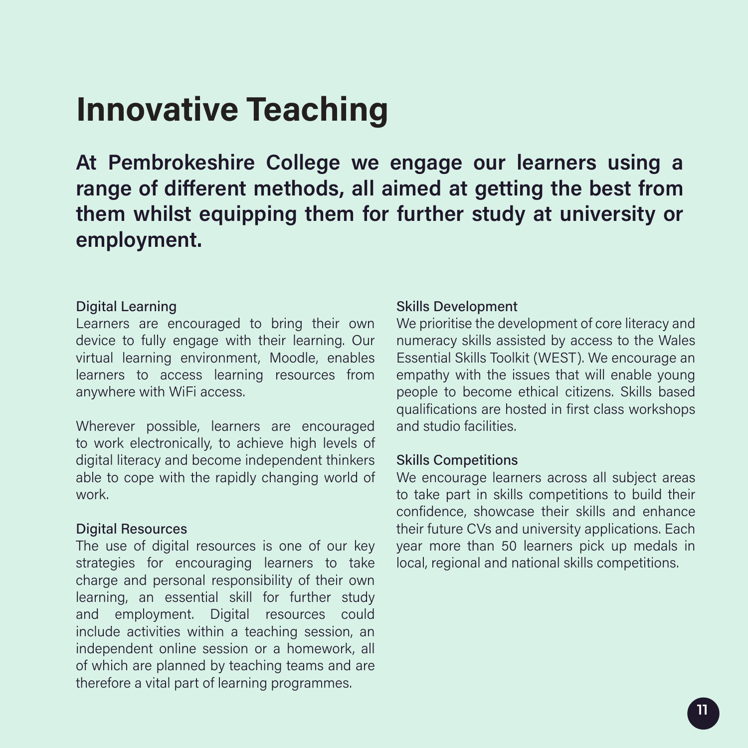# Innovative Teaching

**At Pembrokeshire College we engage our learners using a range of different methods, all aimed at getting the best from them whilst equipping them for further study at university or employment.**

### Digital Learning

Learners are encouraged to bring their own device to fully engage with their learning. Our virtual learning environment, Moodle, enables learners to access learning resources from anywhere with WiFi access.

Wherever possible, learners are encouraged to work electronically, to achieve high levels of digital literacy and become independent thinkers able to cope with the rapidly changing world of work.

### Digital Resources

The use of digital resources is one of our key strategies for encouraging learners to take charge and personal responsibility of their own learning, an essential skill for further study and employment. Digital resources could include activities within a teaching session, an independent online session or a homework, all of which are planned by teaching teams and are therefore a vital part of learning programmes.

### Skills Development

We prioritise the development of core literacy and numeracy skills assisted by access to the Wales Essential Skills Toolkit (WEST). We encourage an empathy with the issues that will enable young people to become ethical citizens. Skills based qualifications are hosted in first class workshops and studio facilities.

### Skills Competitions

We encourage learners across all subject areas to take part in skills competitions to build their confidence, showcase their skills and enhance their future CVs and university applications. Each year more than 50 learners pick up medals in local, regional and national skills competitions.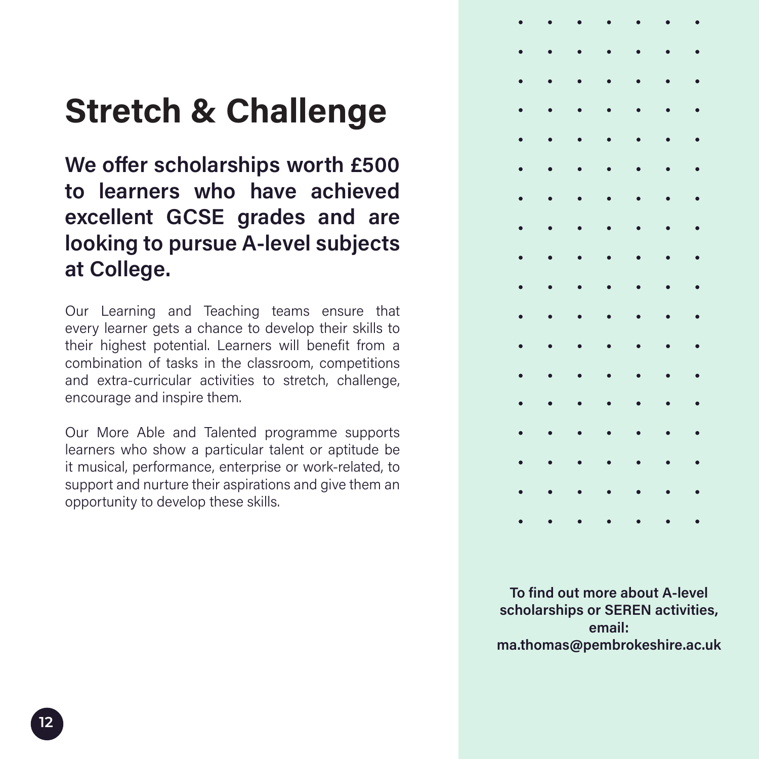# Stretch & Challenge

**We offer scholarships worth £500 to learners who have achieved excellent GCSE grades and are looking to pursue A-level subjects at College.**

Our Learning and Teaching teams ensure that every learner gets a chance to develop their skills to their highest potential. Learners will benefit from a combination of tasks in the classroom, competitions and extra-curricular activities to stretch, challenge, encourage and inspire them.

Our More Able and Talented programme supports learners who show a particular talent or aptitude be it musical, performance, enterprise or work-related, to support and nurture their aspirations and give them an opportunity to develop these skills.

**To find out more about A-level scholarships or SEREN activities, email: ma.thomas@pembrokeshire.ac.uk**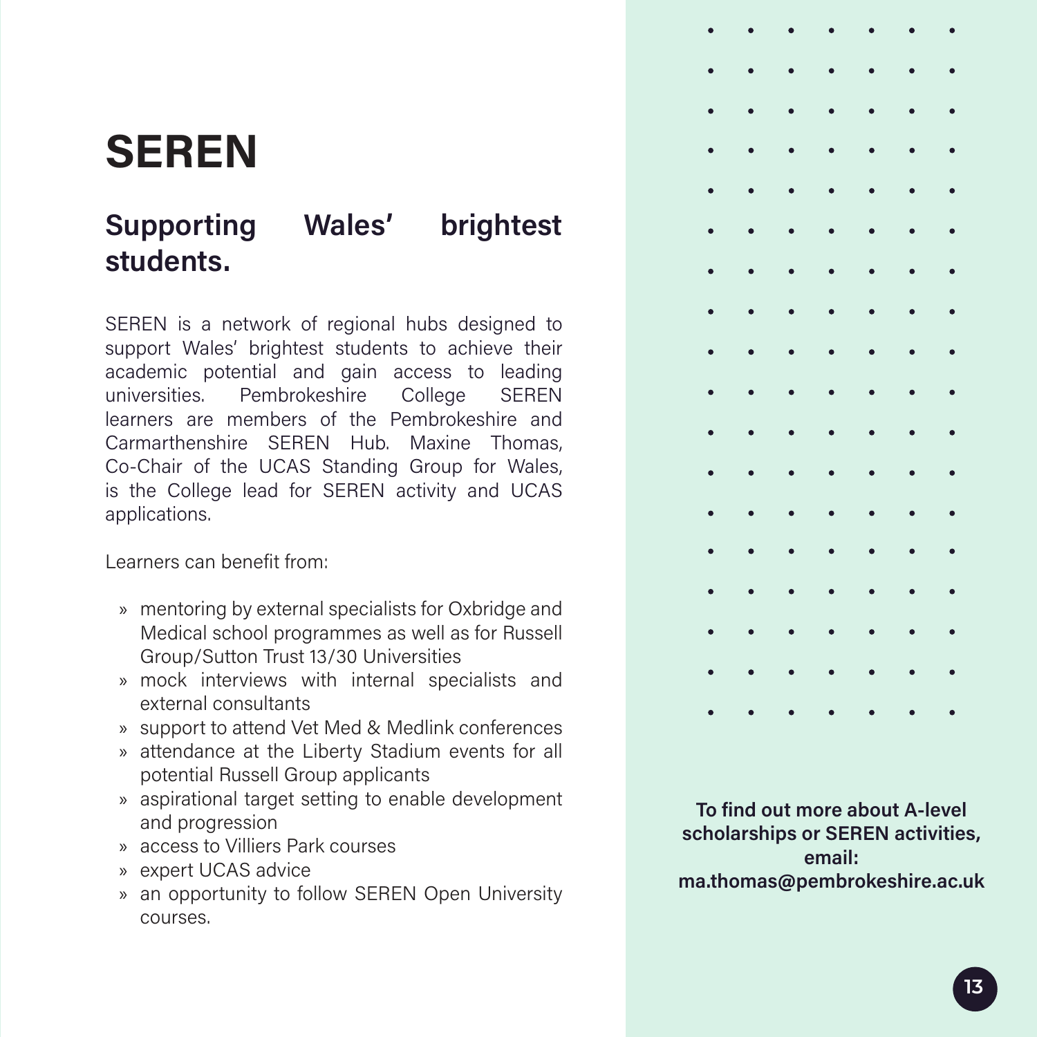# SEREN

## Supporting Wales' brightest students.

SEREN is a network of regional hubs designed to support Wales' brightest students to achieve their academic potential and gain access to leading universities. Pembrokeshire College SEREN learners are members of the Pembrokeshire and Carmarthenshire SEREN Hub. Maxine Thomas, Co-Chair of the UCAS Standing Group for Wales, is the College lead for SEREN activity and UCAS applications.

Learners can benefit from:

- mentoring by external specialists for Oxbridge and Medical school programmes as well as for Russell Group/Sutton Trust 13/30 Universities
- mock interviews with internal specialists and external consultants
- support to attend Vet Med & Medlink conferences
- attendance at the Liberty Stadium events for all potential Russell Group applicants
- aspirational target setting to enable development and progression
- access to Villiers Park courses
- expert UCAS advice
- an opportunity to follow SEREN Open University courses.

**To find out more about A-level scholarships or SEREN activities, email: ma.thomas@pembrokeshire.ac.uk**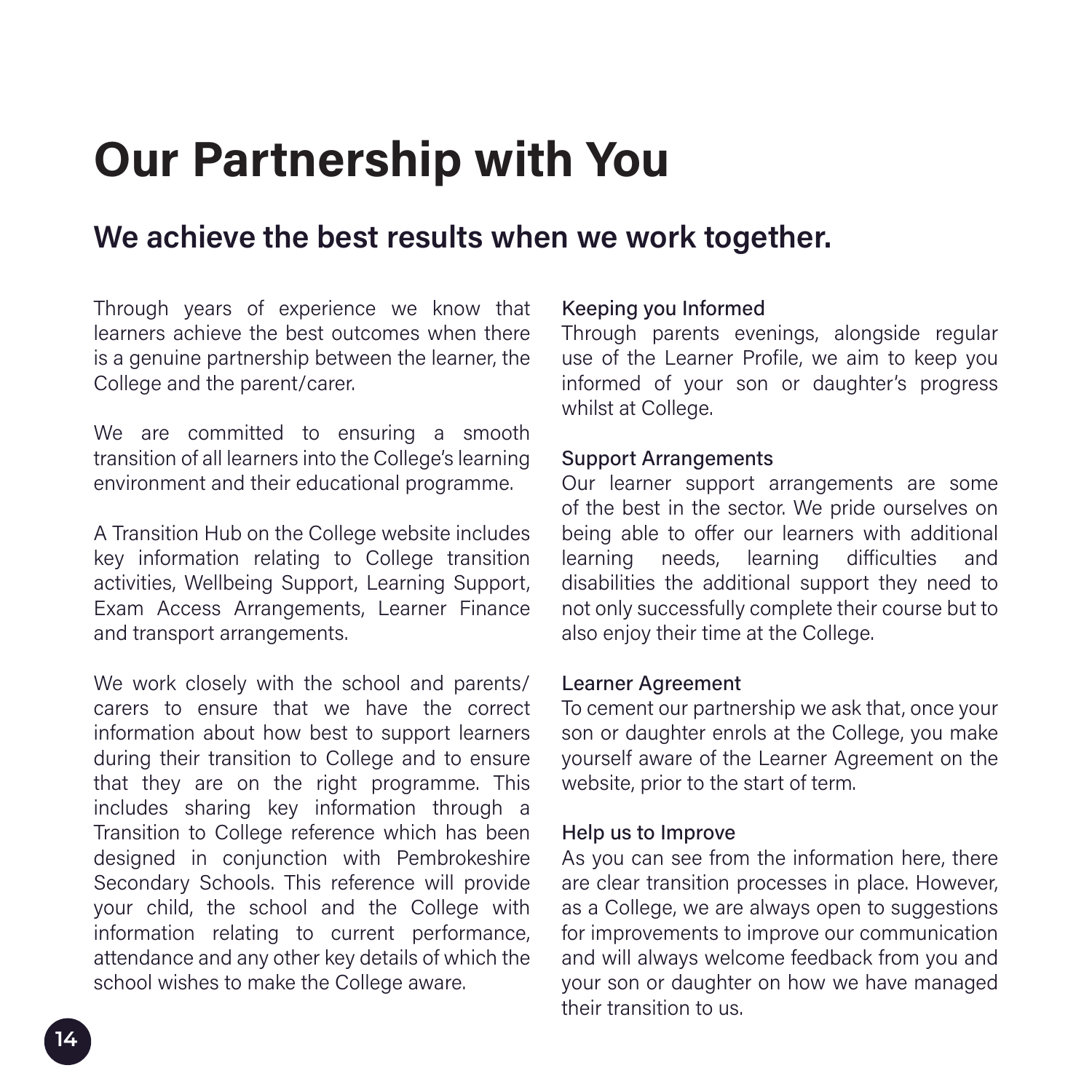# Our Partnership with You

## We achieve the best results when we work together.

Through years of experience we know that learners achieve the best outcomes when there is a genuine partnership between the learner, the College and the parent/carer.

We are committed to ensuring a smooth transition of all learners into the College's learning environment and their educational programme.

A Transition Hub on the College website includes key information relating to College transition activities, Wellbeing Support, Learning Support, Exam Access Arrangements, Learner Finance and transport arrangements.

We work closely with the school and parents/carers to ensure that we have the correct information about how best to support learners during their transition to College and to ensure that they are on the right programme. This includes sharing key information through a Transition to College reference which has been designed in conjunction with Pembrokeshire Secondary Schools. This reference will provide your child, the school and the College with information relating to current performance, attendance and any other key details of which the school wishes to make the College aware.

### Keeping you Informed

Through parents evenings, alongside regular use of the Learner Profile, we aim to keep you informed of your son or daughter's progress whilst at College.

### Support Arrangements

Our learner support arrangements are some of the best in the sector. We pride ourselves on being able to offer our learners with additional learning needs, learning difficulties and disabilities the additional support they need to not only successfully complete their course but to also enjoy their time at the College.

### Learner Agreement

To cement our partnership we ask that, once your son or daughter enrols at the College, you make yourself aware of the Learner Agreement on the website, prior to the start of term.

### Help us to Improve

As you can see from the information here, there are clear transition processes in place. However, as a College, we are always open to suggestions for improvements to improve our communication and will always welcome feedback from you and your son or daughter on how we have managed their transition to us.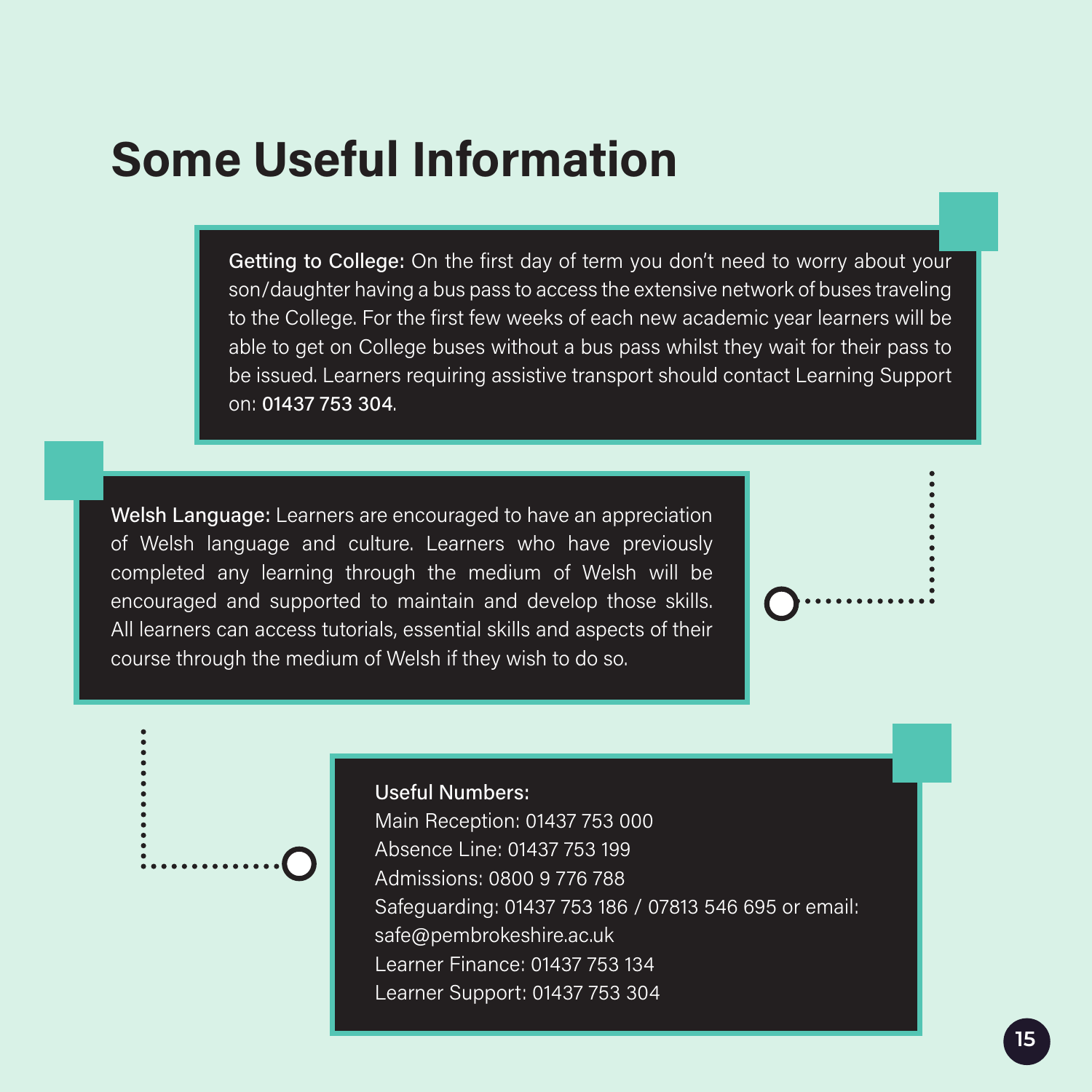# Some Useful Information

**Getting to College:** On the first day of term you don't need to worry about your son/daughter having a bus pass to access the extensive network of buses traveling to the College. For the first few weeks of each new academic year learners will be able to get on College buses without a bus pass whilst they wait for their pass to be issued. Learners requiring assistive transport should contact Learning Support on: **01437 753 304**.

**Welsh Language:** Learners are encouraged to have an appreciation of Welsh language and culture. Learners who have previously completed any learning through the medium of Welsh will be encouraged and supported to maintain and develop those skills. All learners can access tutorials, essential skills and aspects of their course through the medium of Welsh if they wish to do so.

**Useful Numbers:**

Main Reception: 01437 753 000
Absence Line: 01437 753 199
Admissions: 0800 9 776 788
Safeguarding: 01437 753 186 / 07813 546 695 or email: safe@pembrokeshire.ac.uk
Learner Finance: 01437 753 134
Learner Support: 01437 753 304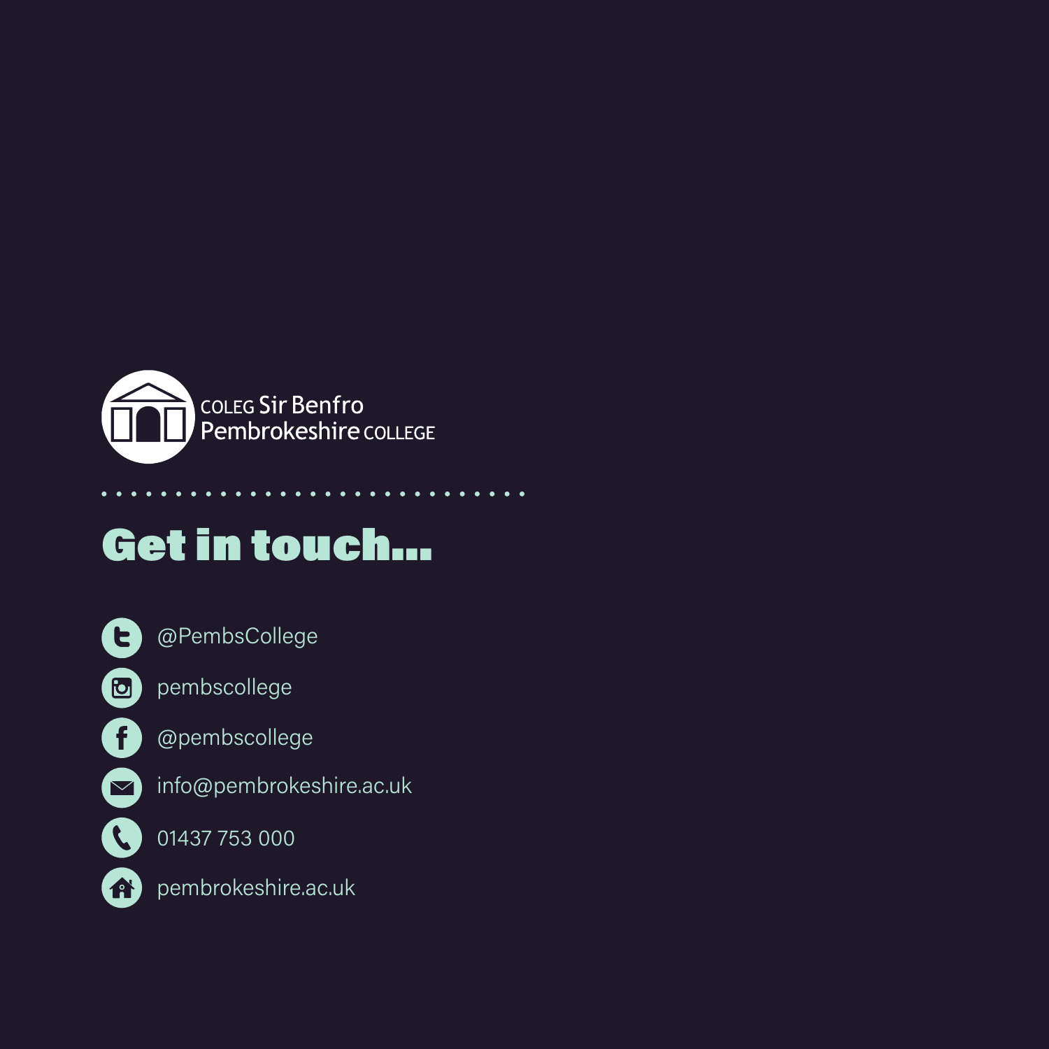COLEG Sir Benfro
Pembrokeshire COLLEGE

## Get in touch...

@PembsCollege

pembscollege

@pembscollege

info@pembrokeshire.ac.uk

01437 753 000

pembrokeshire.ac.uk